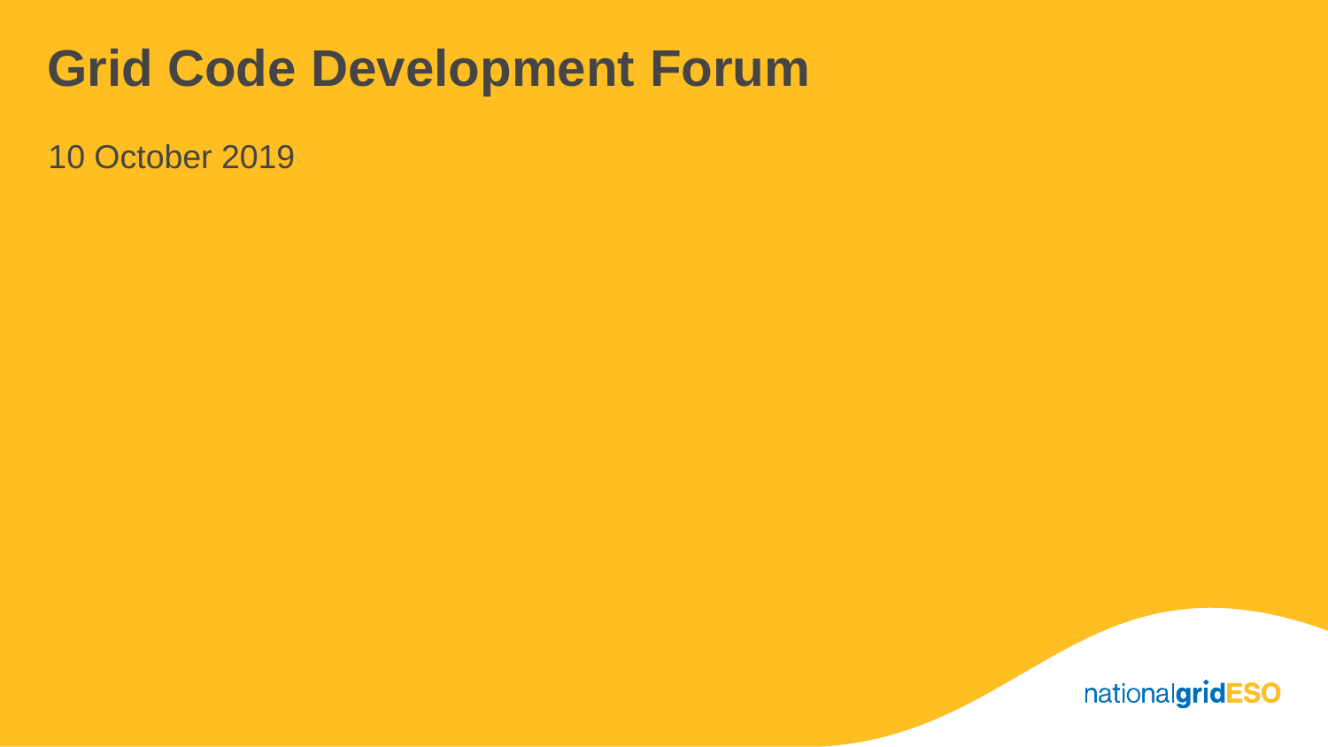# Grid Code Development Forum

10 October 2019

nationalgridESO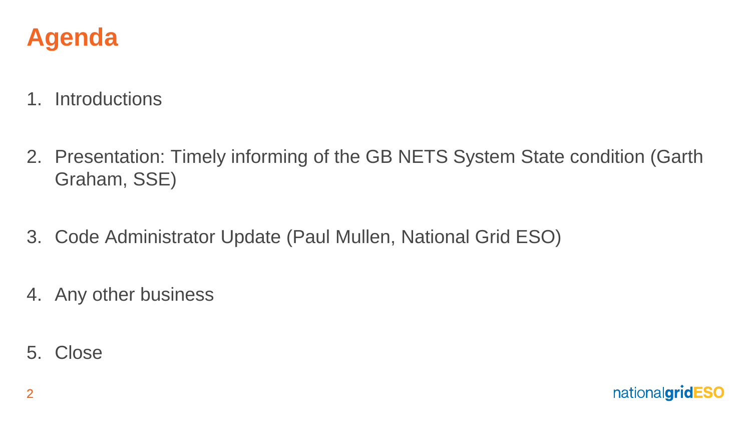# Agenda

1. Introductions

2. Presentation: Timely informing of the GB NETS System State condition (Garth Graham, SSE)

3. Code Administrator Update (Paul Mullen, National Grid ESO)

4. Any other business

5. Close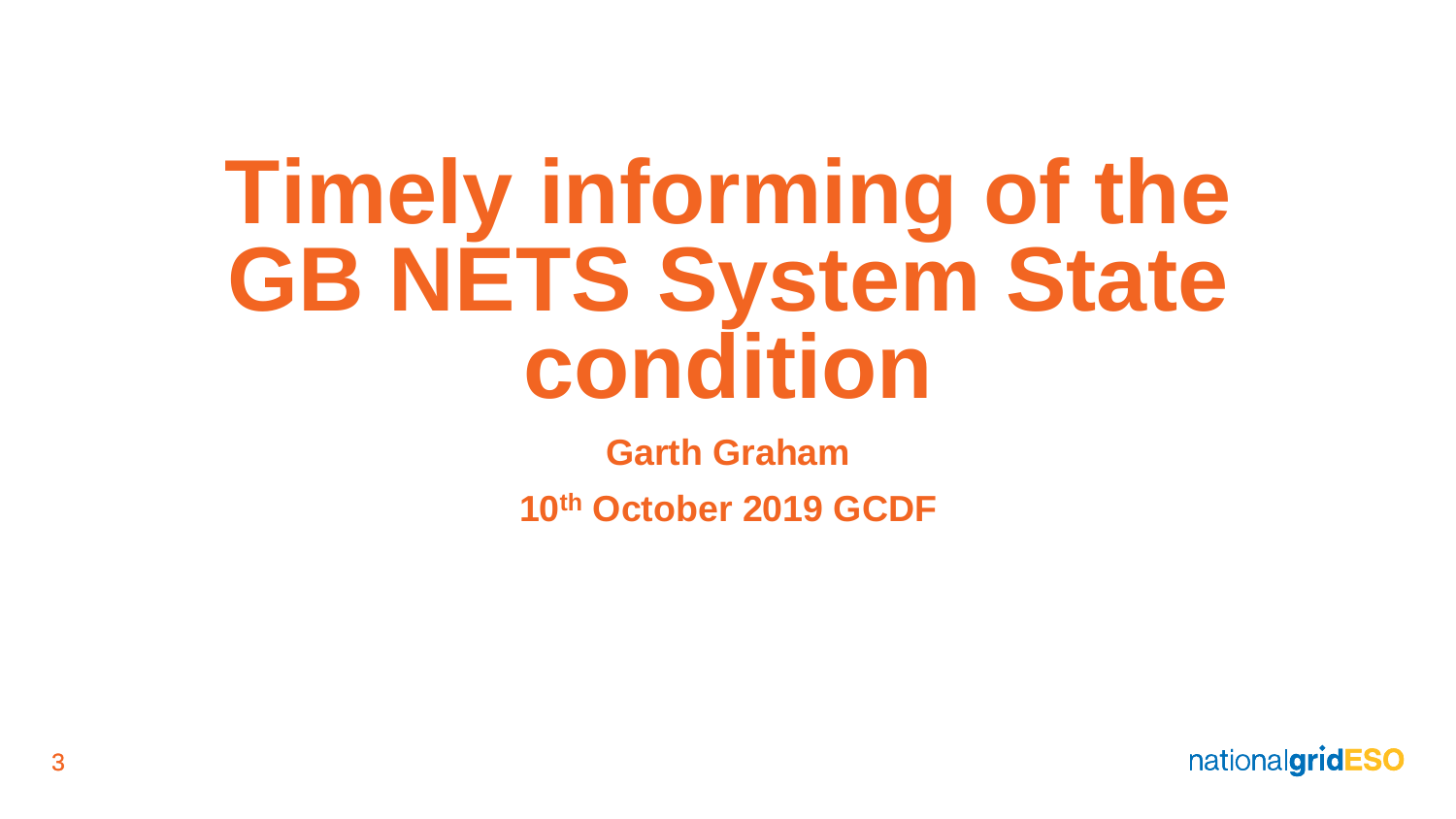# Timely informing of the GB NETS System State condition

**Garth Graham**

**10th October 2019 GCDF**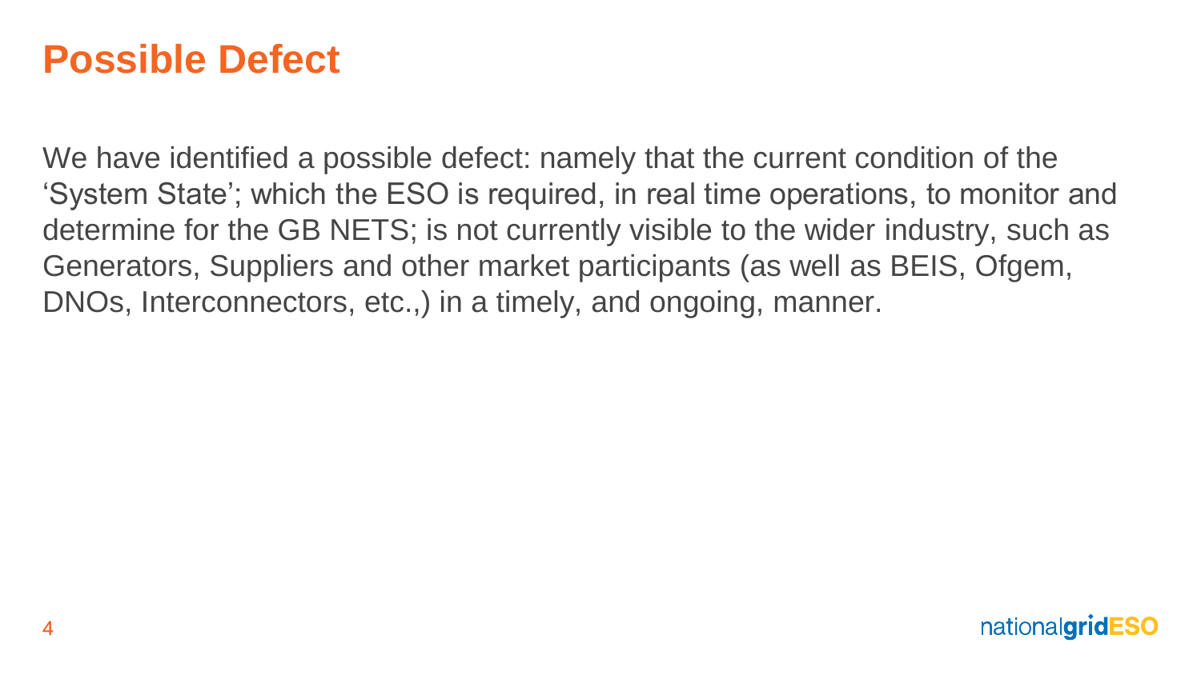# Possible Defect

We have identified a possible defect: namely that the current condition of the ‘System State’; which the ESO is required, in real time operations, to monitor and determine for the GB NETS; is not currently visible to the wider industry, such as Generators, Suppliers and other market participants (as well as BEIS, Ofgem, DNOs, Interconnectors, etc.,) in a timely, and ongoing, manner.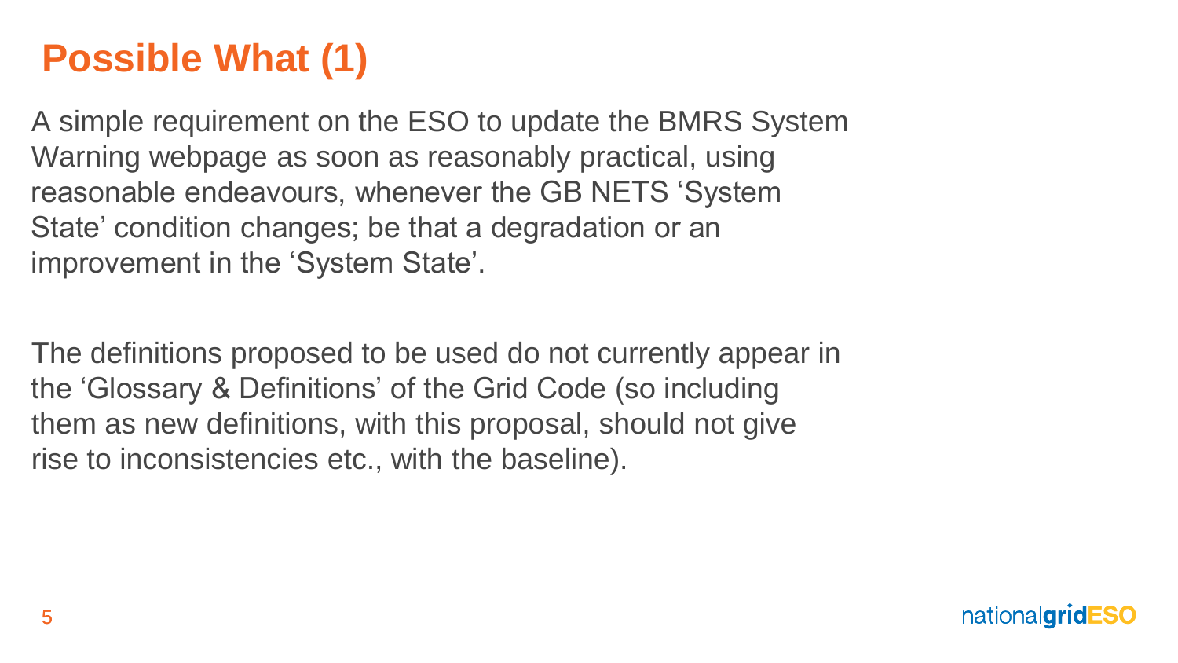# Possible What (1)

A simple requirement on the ESO to update the BMRS System Warning webpage as soon as reasonably practical, using reasonable endeavours, whenever the GB NETS 'System State' condition changes; be that a degradation or an improvement in the 'System State'.

The definitions proposed to be used do not currently appear in the 'Glossary & Definitions' of the Grid Code (so including them as new definitions, with this proposal, should not give rise to inconsistencies etc., with the baseline).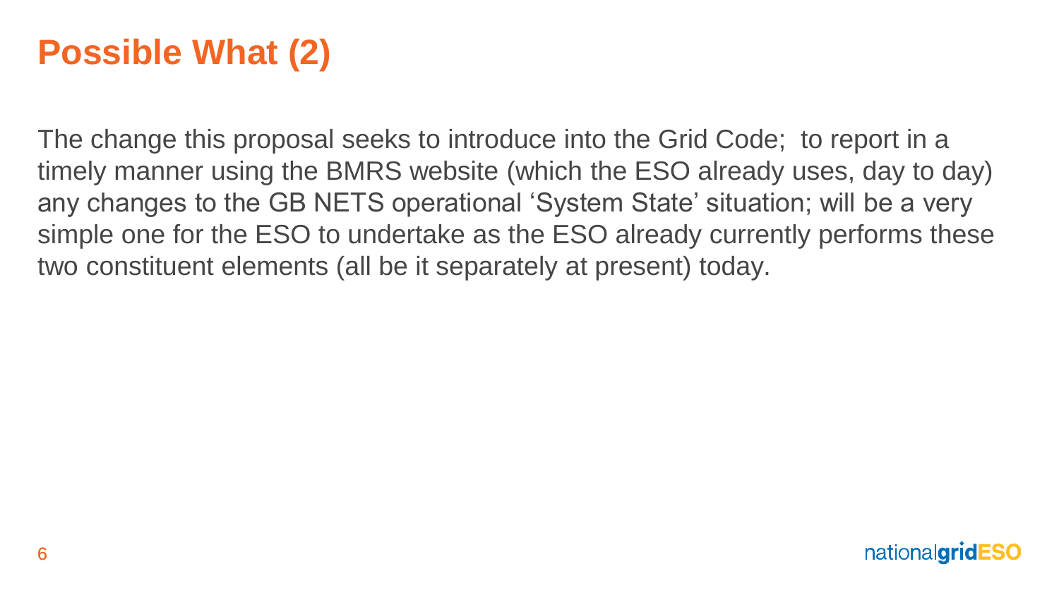# Possible What (2)

The change this proposal seeks to introduce into the Grid Code;  to report in a timely manner using the BMRS website (which the ESO already uses, day to day) any changes to the GB NETS operational 'System State' situation; will be a very simple one for the ESO to undertake as the ESO already currently performs these two constituent elements (all be it separately at present) today.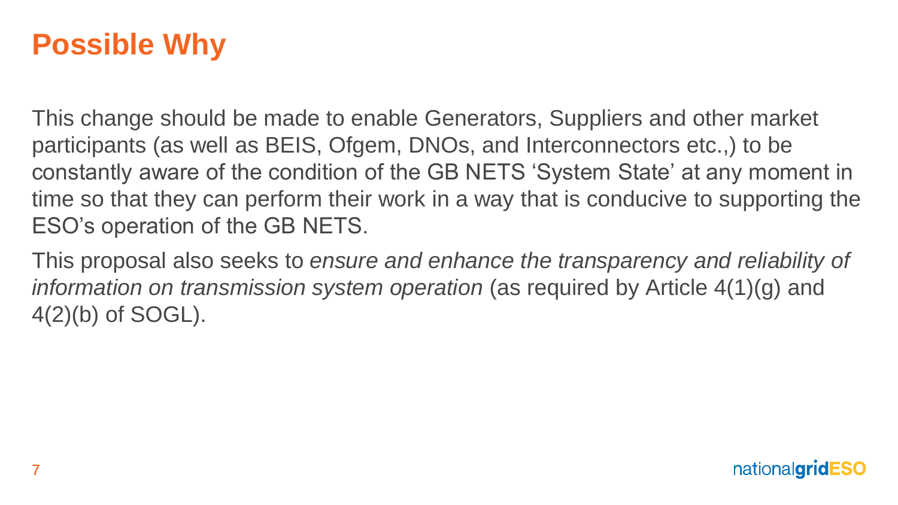# Possible Why

This change should be made to enable Generators, Suppliers and other market participants (as well as BEIS, Ofgem, DNOs, and Interconnectors etc.,) to be constantly aware of the condition of the GB NETS 'System State' at any moment in time so that they can perform their work in a way that is conducive to supporting the ESO's operation of the GB NETS.

This proposal also seeks to *ensure and enhance the transparency and reliability of information on transmission system operation* (as required by Article 4(1)(g) and 4(2)(b) of SOGL).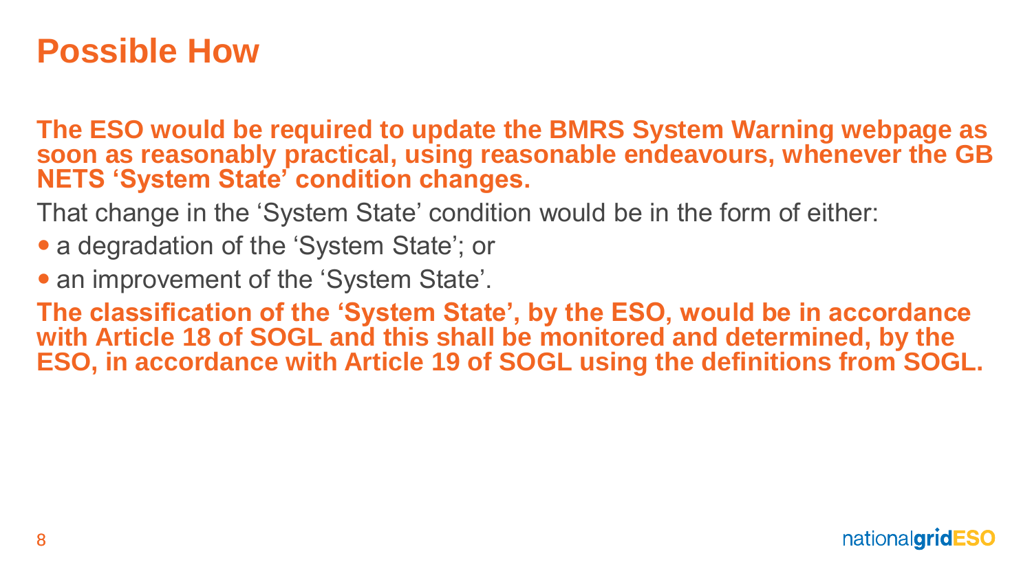# Possible How

**The ESO would be required to update the BMRS System Warning webpage as soon as reasonably practical, using reasonable endeavours, whenever the GB NETS 'System State' condition changes.**

That change in the 'System State' condition would be in the form of either:

- a degradation of the 'System State'; or
- an improvement of the 'System State'.

**The classification of the 'System State', by the ESO, would be in accordance with Article 18 of SOGL and this shall be monitored and determined, by the ESO, in accordance with Article 19 of SOGL using the definitions from SOGL.**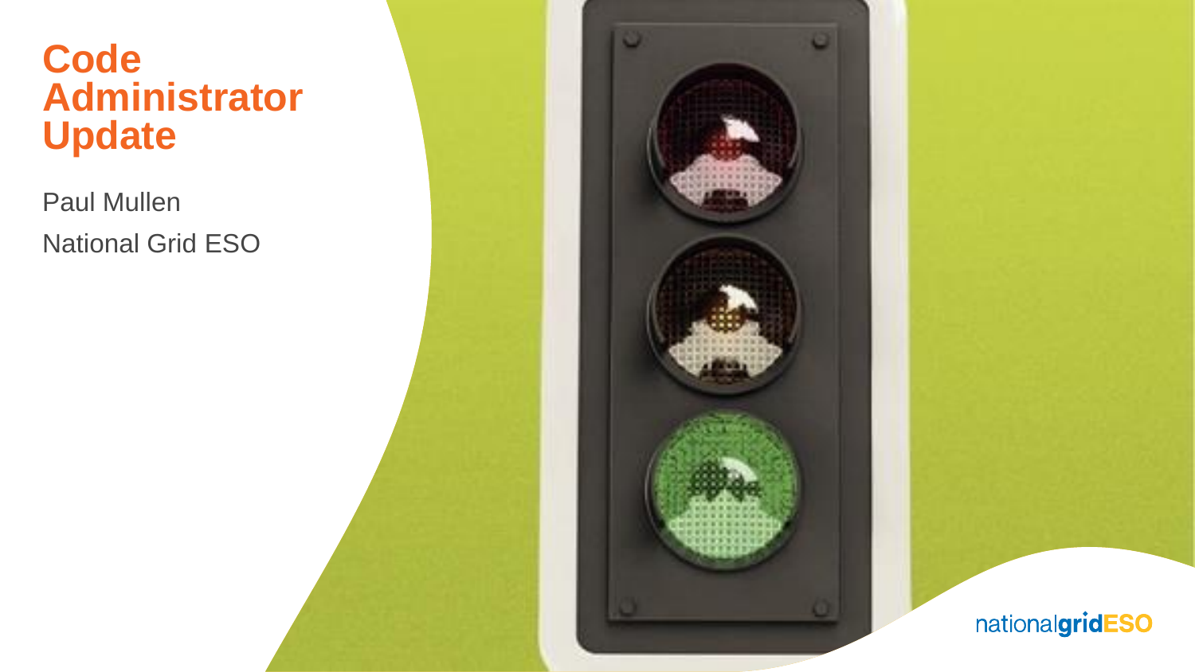# Code Administrator Update

Paul Mullen

National Grid ESO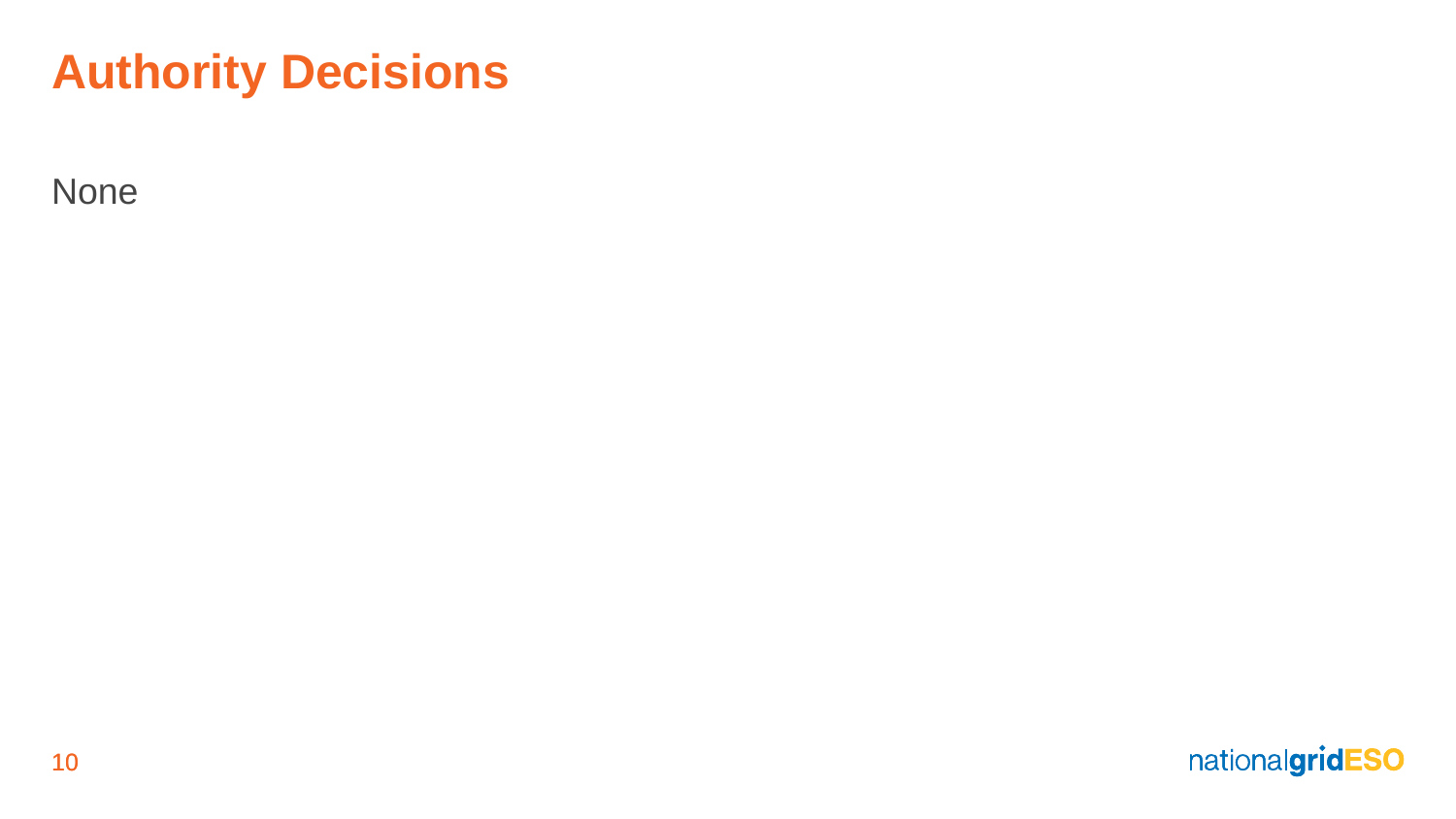# Authority Decisions

None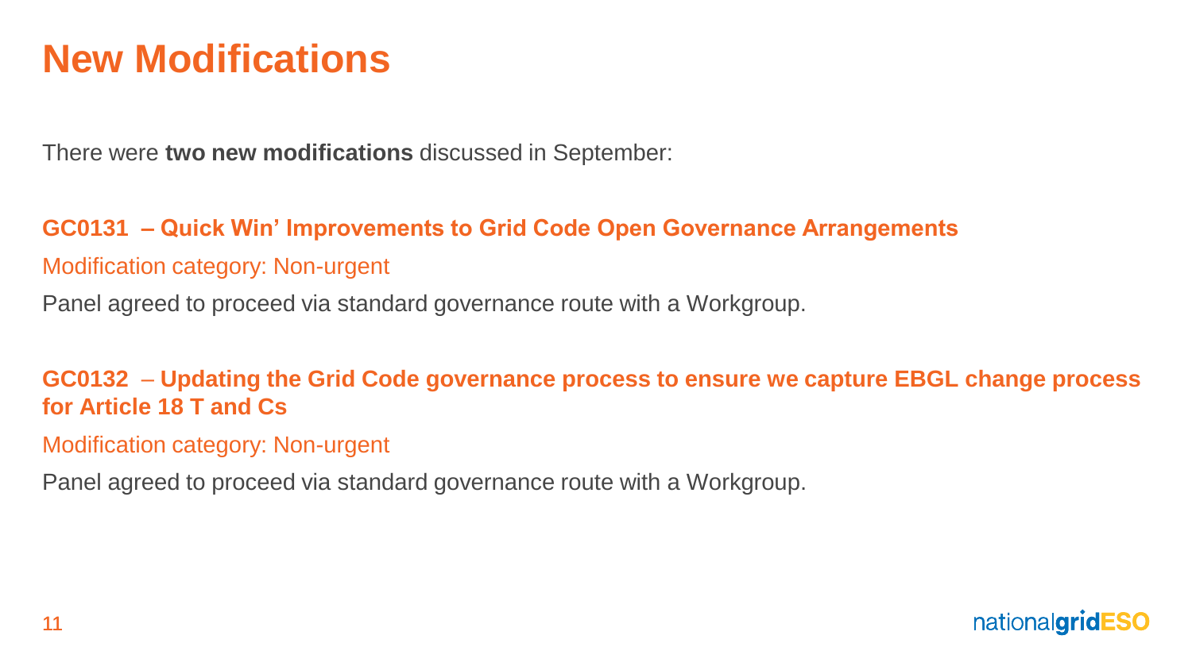# New Modifications

There were **two new modifications** discussed in September:

**GC0131 – Quick Win' Improvements to Grid Code Open Governance Arrangements**

Modification category: Non-urgent

Panel agreed to proceed via standard governance route with a Workgroup.

**GC0132 – Updating the Grid Code governance process to ensure we capture EBGL change process for Article 18 T and Cs**

Modification category: Non-urgent

Panel agreed to proceed via standard governance route with a Workgroup.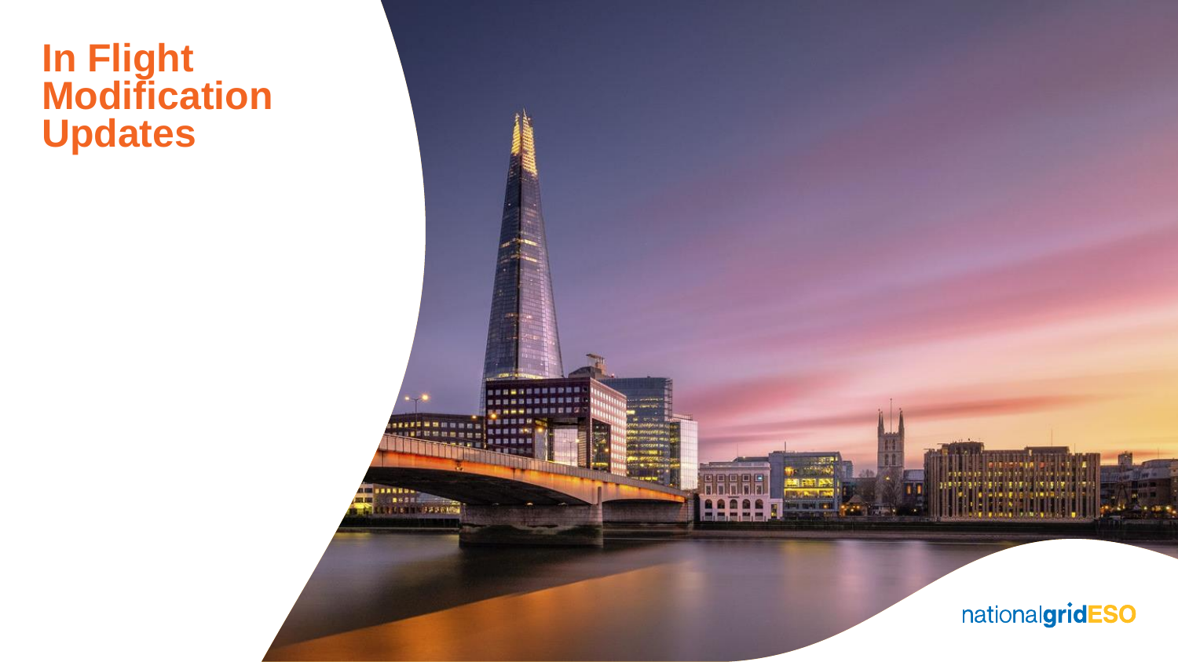# In Flight Modification Updates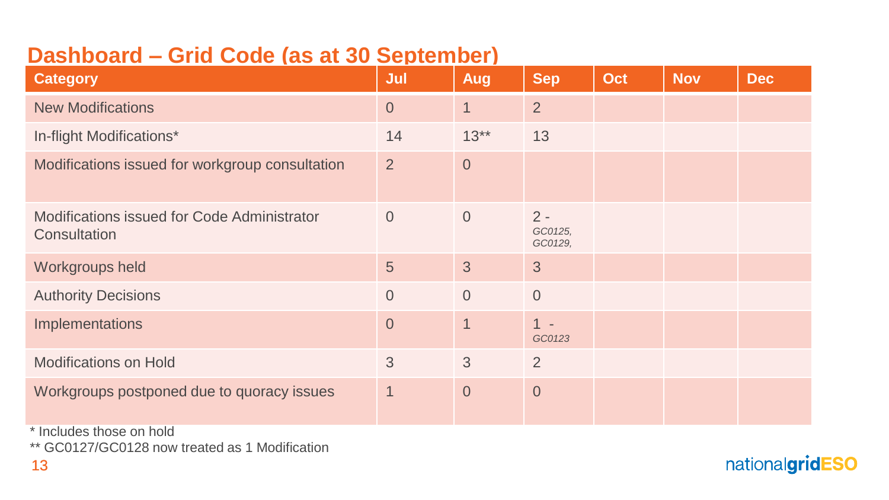# Dashboard – Grid Code (as at 30 September)

| Category | Jul | Aug | Sep | Oct | Nov | Dec |
|---|---|---|---|---|---|---|
| New Modifications | 0 | 1 | 2 | | | |
| In-flight Modifications* | 14 | 13** | 13 | | | |
| Modifications issued for workgroup consultation | 2 | 0 | | | | |
| Modifications issued for Code Administrator Consultation | 0 | 0 | 2 - *GC0125, GC0129,* | | | |
| Workgroups held | 5 | 3 | 3 | | | |
| Authority Decisions | 0 | 0 | 0 | | | |
| Implementations | 0 | 1 | 1 - *GC0123* | | | |
| Modifications on Hold | 3 | 3 | 2 | | | |
| Workgroups postponed due to quoracy issues | 1 | 0 | 0 | | | |

\* Includes those on hold

\** GC0127/GC0128 now treated as 1 Modification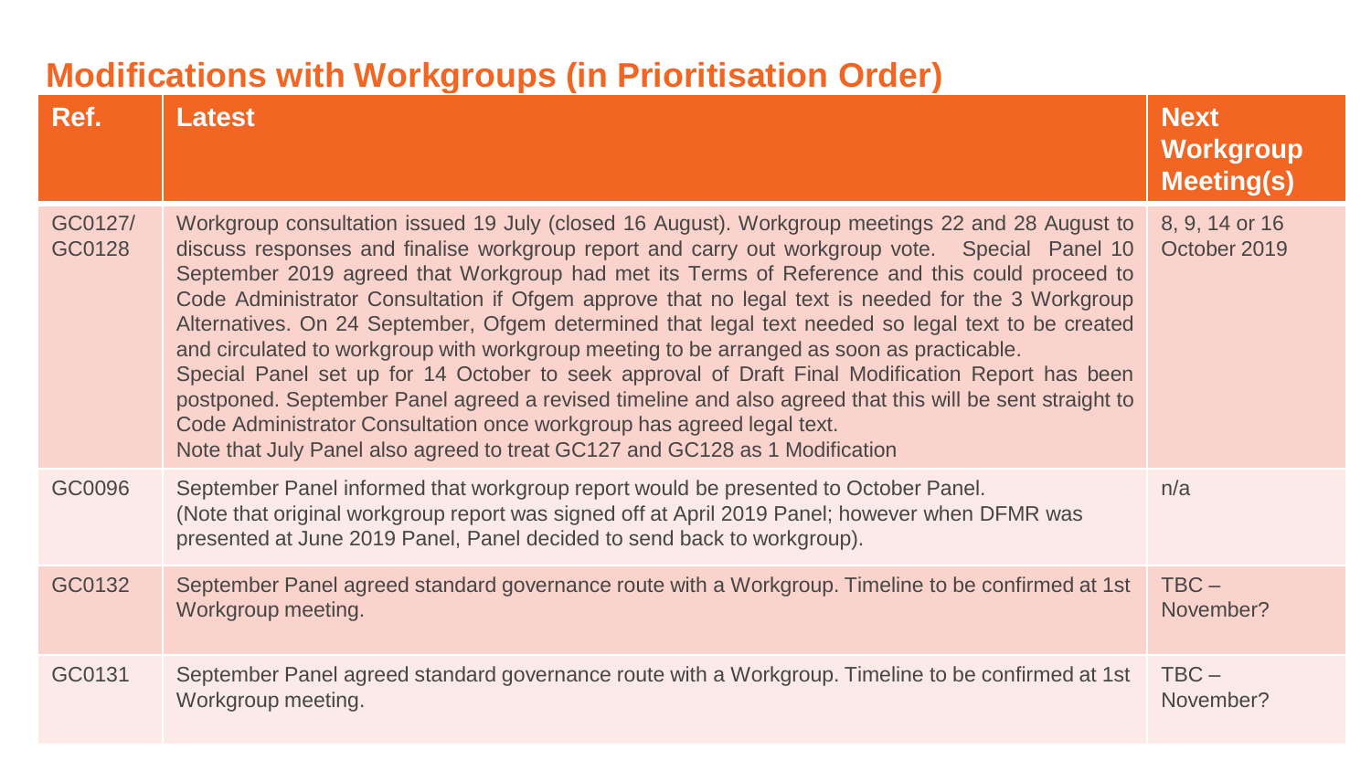## Modifications with Workgroups (in Prioritisation Order)

| Ref. | Latest | Next Workgroup Meeting(s) |
|---|---|---|
| GC0127/ GC0128 | Workgroup consultation issued 19 July (closed 16 August). Workgroup meetings 22 and 28 August to discuss responses and finalise workgroup report and carry out workgroup vote. Special Panel 10 September 2019 agreed that Workgroup had met its Terms of Reference and this could proceed to Code Administrator Consultation if Ofgem approve that no legal text is needed for the 3 Workgroup Alternatives. On 24 September, Ofgem determined that legal text needed so legal text to be created and circulated to workgroup with workgroup meeting to be arranged as soon as practicable.<br>Special Panel set up for 14 October to seek approval of Draft Final Modification Report has been postponed. September Panel agreed a revised timeline and also agreed that this will be sent straight to Code Administrator Consultation once workgroup has agreed legal text.<br>Note that July Panel also agreed to treat GC127 and GC128 as 1 Modification | 8, 9, 14 or 16 October 2019 |
| GC0096 | September Panel informed that workgroup report would be presented to October Panel.<br>(Note that original workgroup report was signed off at April 2019 Panel; however when DFMR was presented at June 2019 Panel, Panel decided to send back to workgroup). | n/a |
| GC0132 | September Panel agreed standard governance route with a Workgroup. Timeline to be confirmed at 1st Workgroup meeting. | TBC – November? |
| GC0131 | September Panel agreed standard governance route with a Workgroup. Timeline to be confirmed at 1st Workgroup meeting. | TBC – November? |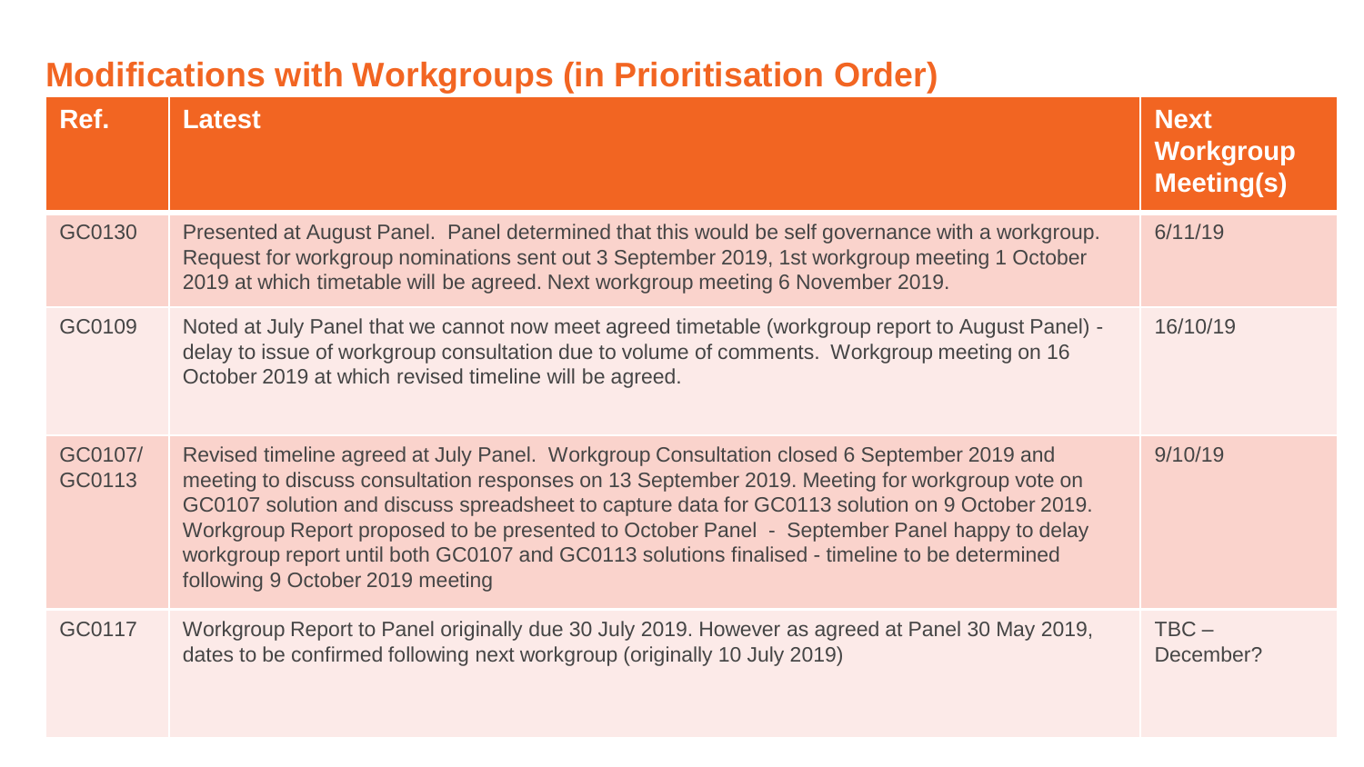## Modifications with Workgroups (in Prioritisation Order)

| Ref. | Latest | Next Workgroup Meeting(s) |
| --- | --- | --- |
| GC0130 | Presented at August Panel. Panel determined that this would be self governance with a workgroup. Request for workgroup nominations sent out 3 September 2019, 1st workgroup meeting 1 October 2019 at which timetable will be agreed. Next workgroup meeting 6 November 2019. | 6/11/19 |
| GC0109 | Noted at July Panel that we cannot now meet agreed timetable (workgroup report to August Panel) - delay to issue of workgroup consultation due to volume of comments. Workgroup meeting on 16 October 2019 at which revised timeline will be agreed. | 16/10/19 |
| GC0107/ GC0113 | Revised timeline agreed at July Panel. Workgroup Consultation closed 6 September 2019 and meeting to discuss consultation responses on 13 September 2019. Meeting for workgroup vote on GC0107 solution and discuss spreadsheet to capture data for GC0113 solution on 9 October 2019. Workgroup Report proposed to be presented to October Panel - September Panel happy to delay workgroup report until both GC0107 and GC0113 solutions finalised - timeline to be determined following 9 October 2019 meeting | 9/10/19 |
| GC0117 | Workgroup Report to Panel originally due 30 July 2019. However as agreed at Panel 30 May 2019, dates to be confirmed following next workgroup (originally 10 July 2019) | TBC – December? |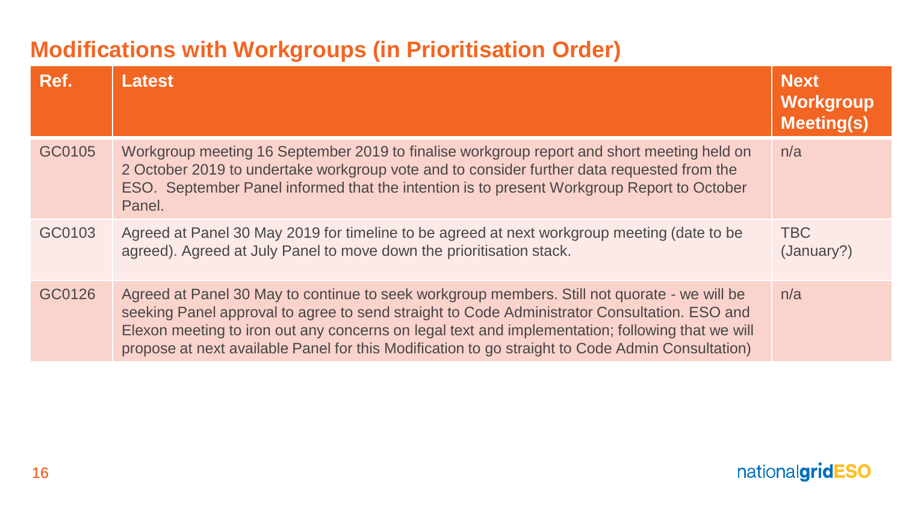## Modifications with Workgroups (in Prioritisation Order)

| Ref. | Latest | Next Workgroup Meeting(s) |
|---|---|---|
| GC0105 | Workgroup meeting 16 September 2019 to finalise workgroup report and short meeting held on 2 October 2019 to undertake workgroup vote and to consider further data requested from the ESO. September Panel informed that the intention is to present Workgroup Report to October Panel. | n/a |
| GC0103 | Agreed at Panel 30 May 2019 for timeline to be agreed at next workgroup meeting (date to be agreed). Agreed at July Panel to move down the prioritisation stack. | TBC (January?) |
| GC0126 | Agreed at Panel 30 May to continue to seek workgroup members. Still not quorate - we will be seeking Panel approval to agree to send straight to Code Administrator Consultation. ESO and Elexon meeting to iron out any concerns on legal text and implementation; following that we will propose at next available Panel for this Modification to go straight to Code Admin Consultation) | n/a |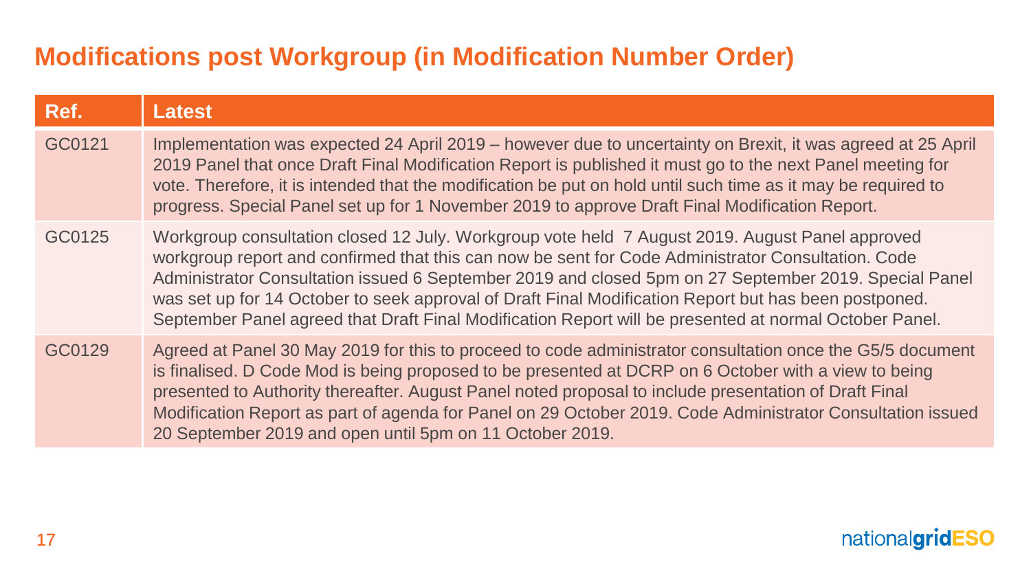## Modifications post Workgroup (in Modification Number Order)

| Ref. | Latest |
| --- | --- |
| GC0121 | Implementation was expected 24 April 2019 – however due to uncertainty on Brexit, it was agreed at 25 April 2019 Panel that once Draft Final Modification Report is published it must go to the next Panel meeting for vote. Therefore, it is intended that the modification be put on hold until such time as it may be required to progress. Special Panel set up for 1 November 2019 to approve Draft Final Modification Report. |
| GC0125 | Workgroup consultation closed 12 July. Workgroup vote held 7 August 2019. August Panel approved workgroup report and confirmed that this can now be sent for Code Administrator Consultation. Code Administrator Consultation issued 6 September 2019 and closed 5pm on 27 September 2019. Special Panel was set up for 14 October to seek approval of Draft Final Modification Report but has been postponed. September Panel agreed that Draft Final Modification Report will be presented at normal October Panel. |
| GC0129 | Agreed at Panel 30 May 2019 for this to proceed to code administrator consultation once the G5/5 document is finalised. D Code Mod is being proposed to be presented at DCRP on 6 October with a view to being presented to Authority thereafter. August Panel noted proposal to include presentation of Draft Final Modification Report as part of agenda for Panel on 29 October 2019. Code Administrator Consultation issued 20 September 2019 and open until 5pm on 11 October 2019. |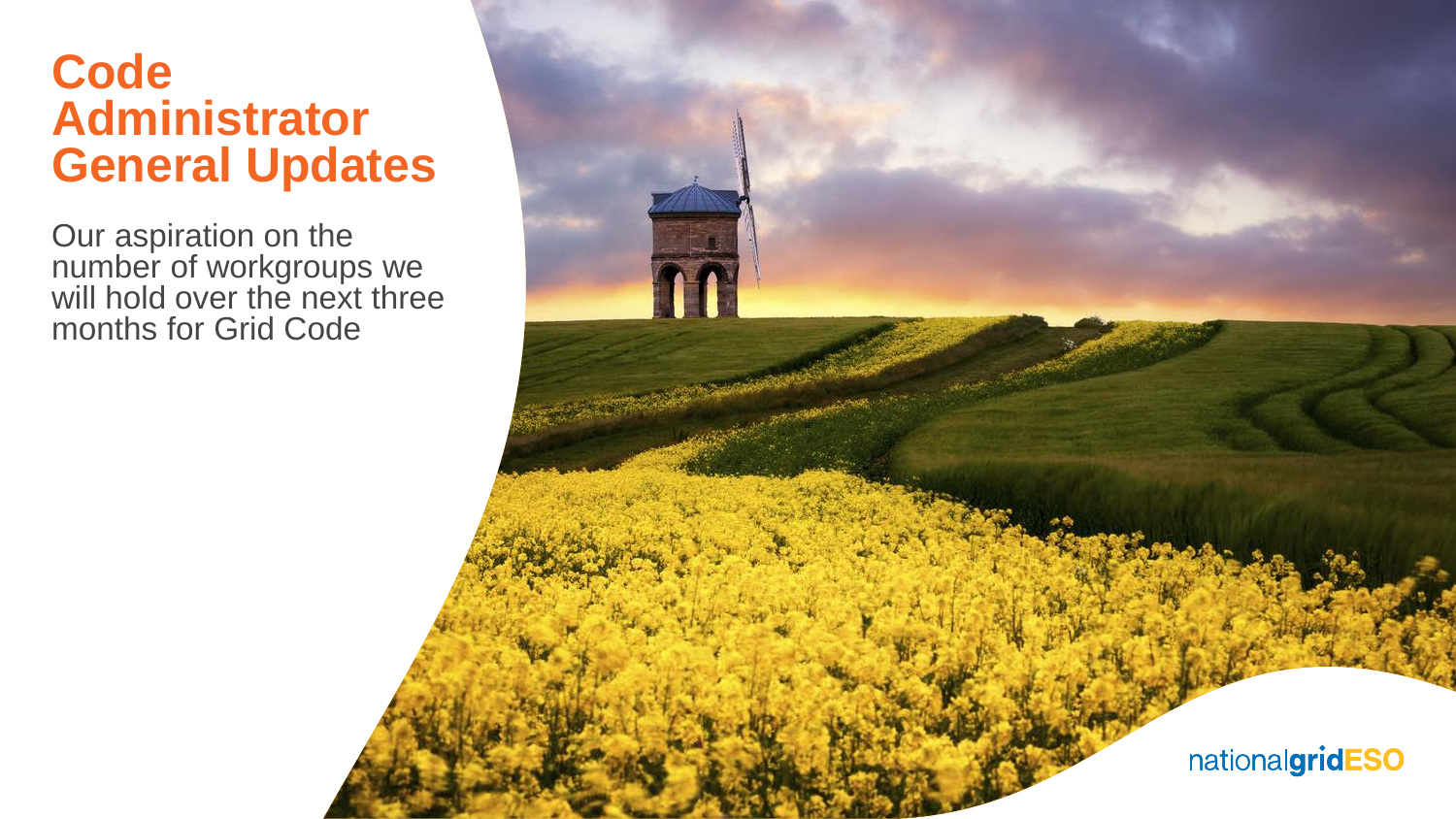# Code Administrator General Updates

Our aspiration on the number of workgroups we will hold over the next three months for Grid Code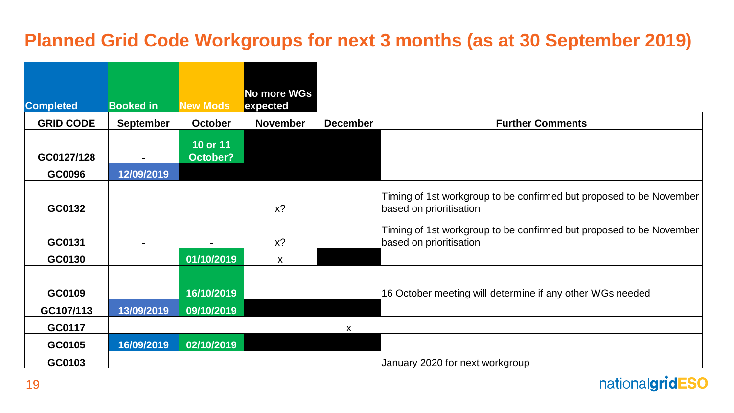# Planned Grid Code Workgroups for next 3 months (as at 30 September 2019)

| Completed | Booked in | New Mods | No more WGs expected | | |
|---|---|---|---|---|---|

| GRID CODE | September | October | November | December | Further Comments |
|---|---|---|---|---|---|
| GC0127/128 | - | 10 or 11 October? | | | |
| GC0096 | 12/09/2019 | | | | |
| GC0132 | | | x? | | Timing of 1st workgroup to be confirmed but proposed to be November based on prioritisation |
| GC0131 | - | - | x? | | Timing of 1st workgroup to be confirmed but proposed to be November based on prioritisation |
| GC0130 | | 01/10/2019 | x | | |
| GC0109 | | 16/10/2019 | | | 16 October meeting will determine if any other WGs needed |
| GC107/113 | 13/09/2019 | 09/10/2019 | | | |
| GC0117 | | - | | x | |
| GC0105 | 16/09/2019 | 02/10/2019 | | | |
| GC0103 | | | - | | January 2020 for next workgroup |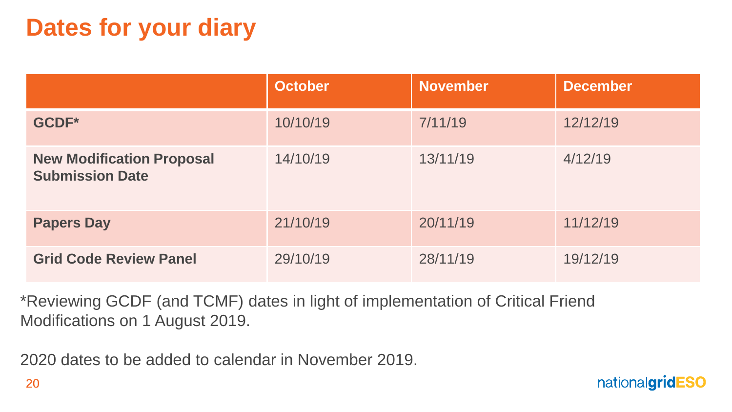# Dates for your diary

| | October | November | December |
|---|---|---|---|
| **GCDF*** | 10/10/19 | 7/11/19 | 12/12/19 |
| **New Modification Proposal Submission Date** | 14/10/19 | 13/11/19 | 4/12/19 |
| **Papers Day** | 21/10/19 | 20/11/19 | 11/12/19 |
| **Grid Code Review Panel** | 29/10/19 | 28/11/19 | 19/12/19 |

*Reviewing GCDF (and TCMF) dates in light of implementation of Critical Friend Modifications on 1 August 2019.

2020 dates to be added to calendar in November 2019.